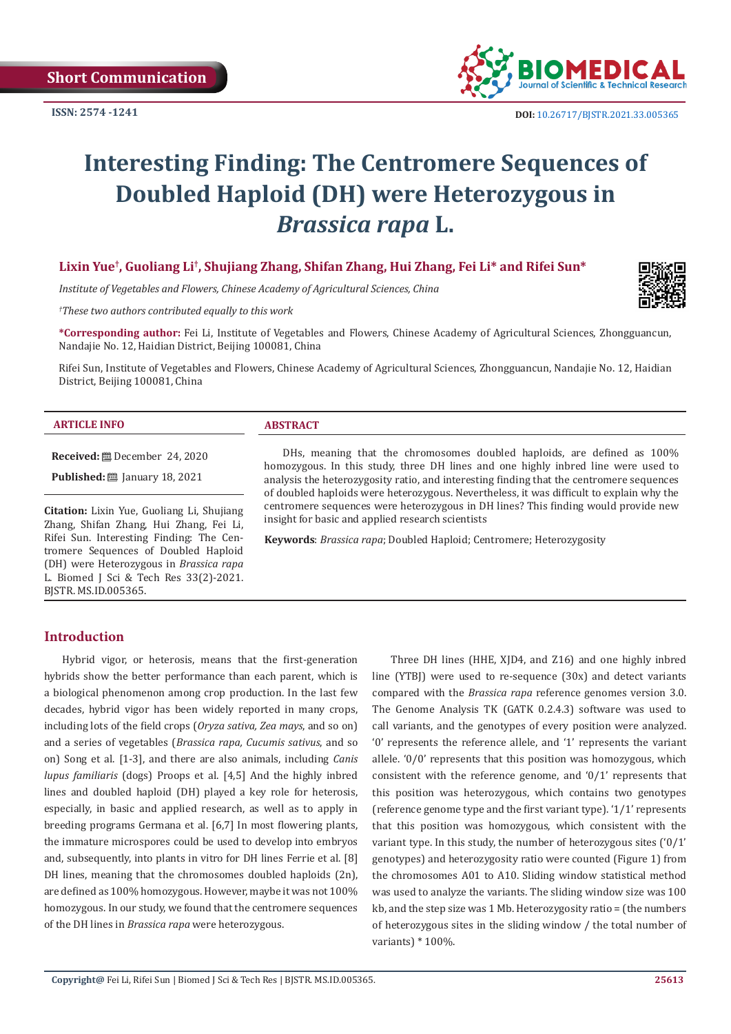Short Communication

# Interesting Finding: The Centromere Sequences of Doubled Haploid (DH) were Heterozygous in *Brassica rapa* L.

**Lixin Yue†, Guoliang Li†, Shujiang Zhang, Shifan Zhang, Hui Zhang, Fei Li\* and Rifei Sun\***

*Institute of Vegetables and Flowers, Chinese Academy of Agricultural Sciences, China*

*†These two authors contributed equally to this work*

**\*Corresponding author:** Fei Li, Institute of Vegetables and Flowers, Chinese Academy of Agricultural Sciences, Zhongguancun, Nandajie No. 12, Haidian District, Beijing 100081, China

Rifei Sun, Institute of Vegetables and Flowers, Chinese Academy of Agricultural Sciences, Zhongguancun, Nandajie No. 12, Haidian District, Beijing 100081, China

### ARTICLE INFO

**Received:** December 24, 2020

**Published:** January 18, 2021

**Citation:** Lixin Yue, Guoliang Li, Shujiang Zhang, Shifan Zhang, Hui Zhang, Fei Li, Rifei Sun. Interesting Finding: The Centromere Sequences of Doubled Haploid (DH) were Heterozygous in *Brassica rapa* L. Biomed J Sci & Tech Res 33(2)-2021. BJSTR. MS.ID.005365.

### ABSTRACT

DHs, meaning that the chromosomes doubled haploids, are defined as 100% homozygous. In this study, three DH lines and one highly inbred line were used to analysis the heterozygosity ratio, and interesting finding that the centromere sequences of doubled haploids were heterozygous. Nevertheless, it was difficult to explain why the centromere sequences were heterozygous in DH lines? This finding would provide new insight for basic and applied research scientists

**Keywords**: *Brassica rapa*; Doubled Haploid; Centromere; Heterozygosity

## Introduction

Hybrid vigor, or heterosis, means that the first-generation hybrids show the better performance than each parent, which is a biological phenomenon among crop production. In the last few decades, hybrid vigor has been widely reported in many crops, including lots of the field crops (*Oryza sativa, Zea mays*, and so on) and a series of vegetables (*Brassica rapa, Cucumis sativus*, and so on) Song et al. [1-3], and there are also animals, including *Canis lupus familiaris* (dogs) Proops et al. [4,5] And the highly inbred lines and doubled haploid (DH) played a key role for heterosis, especially, in basic and applied research, as well as to apply in breeding programs Germana et al. [6,7] In most flowering plants, the immature microspores could be used to develop into embryos and, subsequently, into plants in vitro for DH lines Ferrie et al. [8] DH lines, meaning that the chromosomes doubled haploids (2n), are defined as 100% homozygous. However, maybe it was not 100% homozygous. In our study, we found that the centromere sequences of the DH lines in *Brassica rapa* were heterozygous.

Three DH lines (HHE, XJD4, and Z16) and one highly inbred line (YTBJ) were used to re-sequence (30x) and detect variants compared with the *Brassica rapa* reference genomes version 3.0. The Genome Analysis TK (GATK 0.2.4.3) software was used to call variants, and the genotypes of every position were analyzed. '0' represents the reference allele, and '1' represents the variant allele. '0/0' represents that this position was homozygous, which consistent with the reference genome, and '0/1' represents that this position was heterozygous, which contains two genotypes (reference genome type and the first variant type). '1/1' represents that this position was homozygous, which consistent with the variant type. In this study, the number of heterozygous sites ('0/1' genotypes) and heterozygosity ratio were counted (Figure 1) from the chromosomes A01 to A10. Sliding window statistical method was used to analyze the variants. The sliding window size was 100 kb, and the step size was 1 Mb. Heterozygosity ratio = (the numbers of heterozygous sites in the sliding window / the total number of variants) * 100%.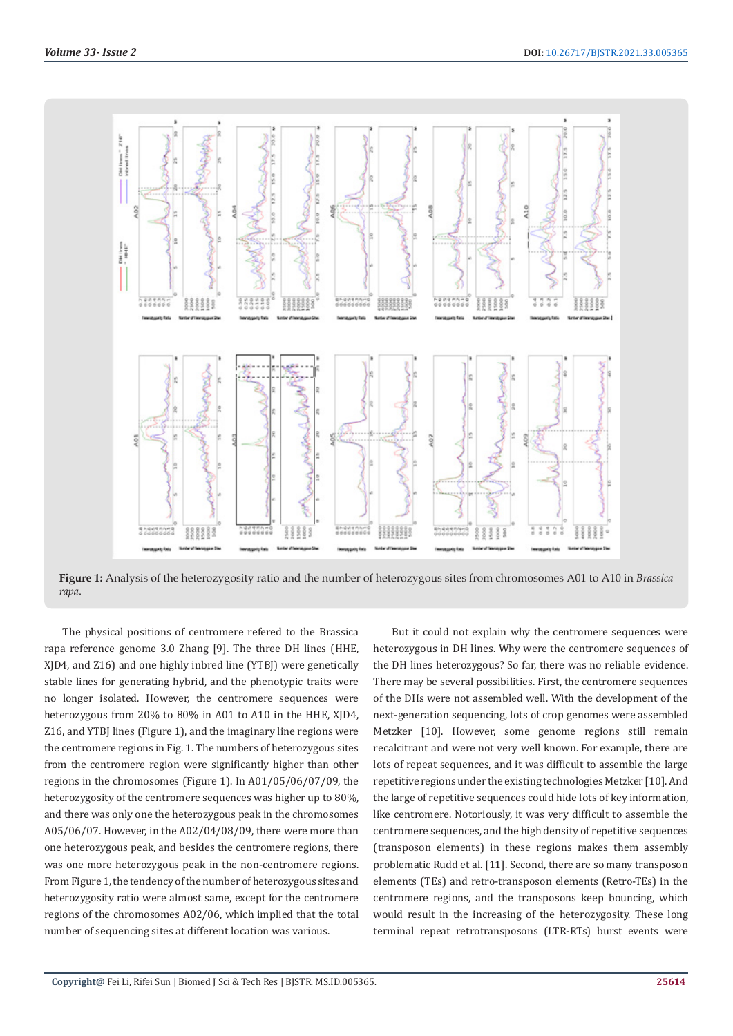**Figure 1:** Analysis of the heterozygosity ratio and the number of heterozygous sites from chromosomes A01 to A10 in *Brassica rapa*.

The physical positions of centromere refered to the Brassica rapa reference genome 3.0 Zhang [9]. The three DH lines (HHE, XJD4, and Z16) and one highly inbred line (YTBJ) were genetically stable lines for generating hybrid, and the phenotypic traits were no longer isolated. However, the centromere sequences were heterozygous from 20% to 80% in A01 to A10 in the HHE, XJD4, Z16, and YTBJ lines (Figure 1), and the imaginary line regions were the centromere regions in Fig. 1. The numbers of heterozygous sites from the centromere region were significantly higher than other regions in the chromosomes (Figure 1). In A01/05/06/07/09, the heterozygosity of the centromere sequences was higher up to 80%, and there was only one the heterozygous peak in the chromosomes A05/06/07. However, in the A02/04/08/09, there were more than one heterozygous peak, and besides the centromere regions, there was one more heterozygous peak in the non-centromere regions. From Figure 1, the tendency of the number of heterozygous sites and heterozygosity ratio were almost same, except for the centromere regions of the chromosomes A02/06, which implied that the total number of sequencing sites at different location was various.

But it could not explain why the centromere sequences were heterozygous in DH lines. Why were the centromere sequences of the DH lines heterozygous? So far, there was no reliable evidence. There may be several possibilities. First, the centromere sequences of the DHs were not assembled well. With the development of the next-generation sequencing, lots of crop genomes were assembled Metzker [10]. However, some genome regions still remain recalcitrant and were not very well known. For example, there are lots of repeat sequences, and it was difficult to assemble the large repetitive regions under the existing technologies Metzker [10]. And the large of repetitive sequences could hide lots of key information, like centromere. Notoriously, it was very difficult to assemble the centromere sequences, and the high density of repetitive sequences (transposon elements) in these regions makes them assembly problematic Rudd et al. [11]. Second, there are so many transposon elements (TEs) and retro-transposon elements (Retro-TEs) in the centromere regions, and the transposons keep bouncing, which would result in the increasing of the heterozygosity. These long terminal repeat retrotransposons (LTR-RTs) burst events were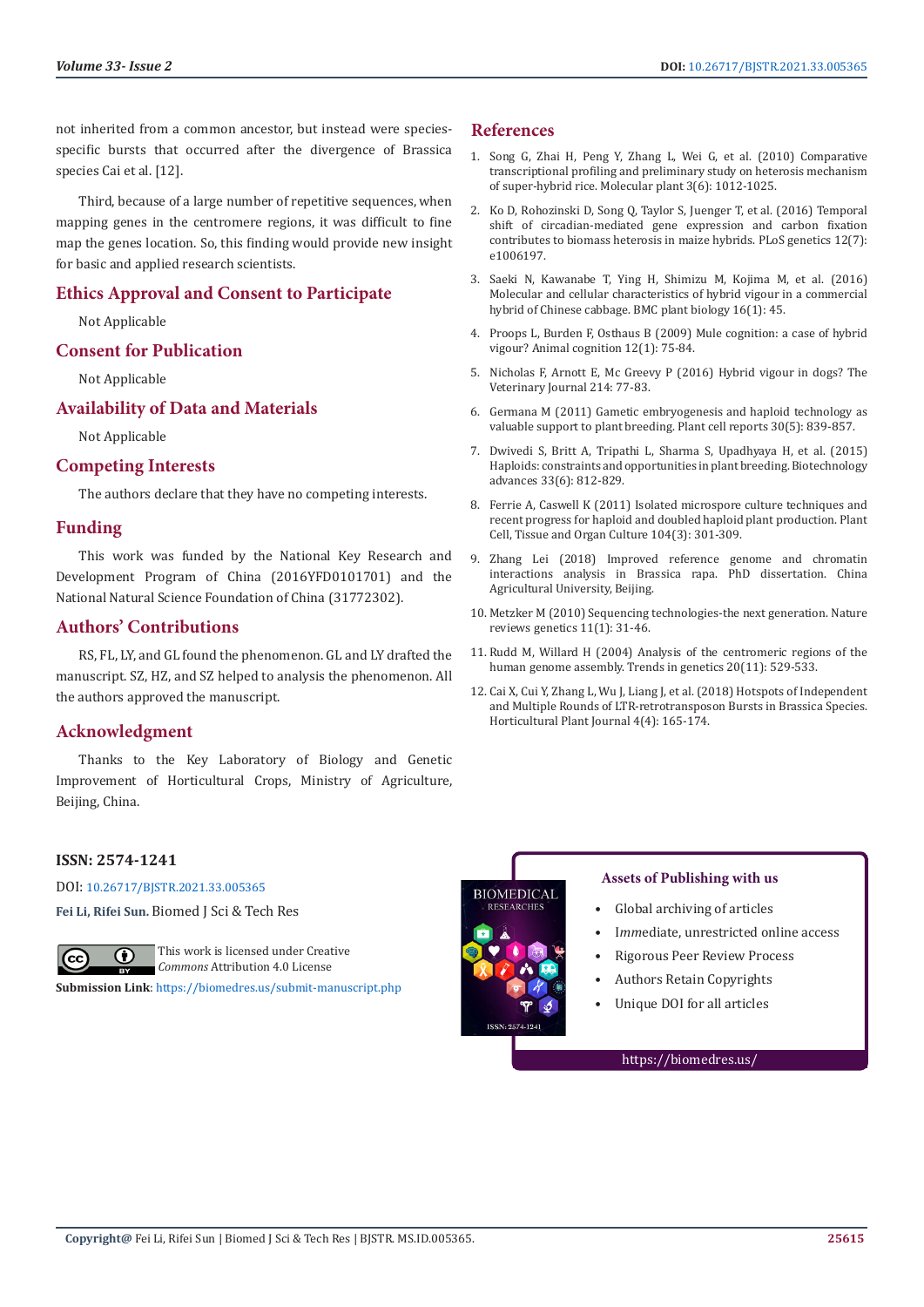not inherited from a common ancestor, but instead were species-specific bursts that occurred after the divergence of Brassica species Cai et al. [12].

Third, because of a large number of repetitive sequences, when mapping genes in the centromere regions, it was difficult to fine map the genes location. So, this finding would provide new insight for basic and applied research scientists.

## Ethics Approval and Consent to Participate

Not Applicable

## Consent for Publication

Not Applicable

## Availability of Data and Materials

Not Applicable

## Competing Interests

The authors declare that they have no competing interests.

## Funding

This work was funded by the National Key Research and Development Program of China (2016YFD0101701) and the National Natural Science Foundation of China (31772302).

## Authors' Contributions

RS, FL, LY, and GL found the phenomenon. GL and LY drafted the manuscript. SZ, HZ, and SZ helped to analysis the phenomenon. All the authors approved the manuscript.

## Acknowledgment

Thanks to the Key Laboratory of Biology and Genetic Improvement of Horticultural Crops, Ministry of Agriculture, Beijing, China.

## References

1. Song G, Zhai H, Peng Y, Zhang L, Wei G, et al. (2010) Comparative transcriptional profiling and preliminary study on heterosis mechanism of super-hybrid rice. Molecular plant 3(6): 1012-1025.
2. Ko D, Rohozinski D, Song Q, Taylor S, Juenger T, et al. (2016) Temporal shift of circadian-mediated gene expression and carbon fixation contributes to biomass heterosis in maize hybrids. PLoS genetics 12(7): e1006197.
3. Saeki N, Kawanabe T, Ying H, Shimizu M, Kojima M, et al. (2016) Molecular and cellular characteristics of hybrid vigour in a commercial hybrid of Chinese cabbage. BMC plant biology 16(1): 45.
4. Proops L, Burden F, Osthaus B (2009) Mule cognition: a case of hybrid vigour? Animal cognition 12(1): 75-84.
5. Nicholas F, Arnott E, Mc Greevy P (2016) Hybrid vigour in dogs? The Veterinary Journal 214: 77-83.
6. Germana M (2011) Gametic embryogenesis and haploid technology as valuable support to plant breeding. Plant cell reports 30(5): 839-857.
7. Dwivedi S, Britt A, Tripathi L, Sharma S, Upadhyaya H, et al. (2015) Haploids: constraints and opportunities in plant breeding. Biotechnology advances 33(6): 812-829.
8. Ferrie A, Caswell K (2011) Isolated microspore culture techniques and recent progress for haploid and doubled haploid plant production. Plant Cell, Tissue and Organ Culture 104(3): 301-309.
9. Zhang Lei (2018) Improved reference genome and chromatin interactions analysis in Brassica rapa. PhD dissertation. China Agricultural University, Beijing.
10. Metzker M (2010) Sequencing technologies-the next generation. Nature reviews genetics 11(1): 31-46.
11. Rudd M, Willard H (2004) Analysis of the centromeric regions of the human genome assembly. Trends in genetics 20(11): 529-533.
12. Cai X, Cui Y, Zhang L, Wu J, Liang J, et al. (2018) Hotspots of Independent and Multiple Rounds of LTR-retrotransposon Bursts in Brassica Species. Horticultural Plant Journal 4(4): 165-174.

**ISSN: 2574-1241**

DOI: 10.26717/BJSTR.2021.33.005365

**Fei Li, Rifei Sun.** Biomed J Sci & Tech Res

This work is licensed under Creative *Commons* Attribution 4.0 License

**Submission Link**: https://biomedres.us/submit-manuscript.php

**Assets of Publishing with us**

- Global archiving of articles
- Immediate, unrestricted online access
- Rigorous Peer Review Process
- Authors Retain Copyrights
- Unique DOI for all articles

https://biomedres.us/